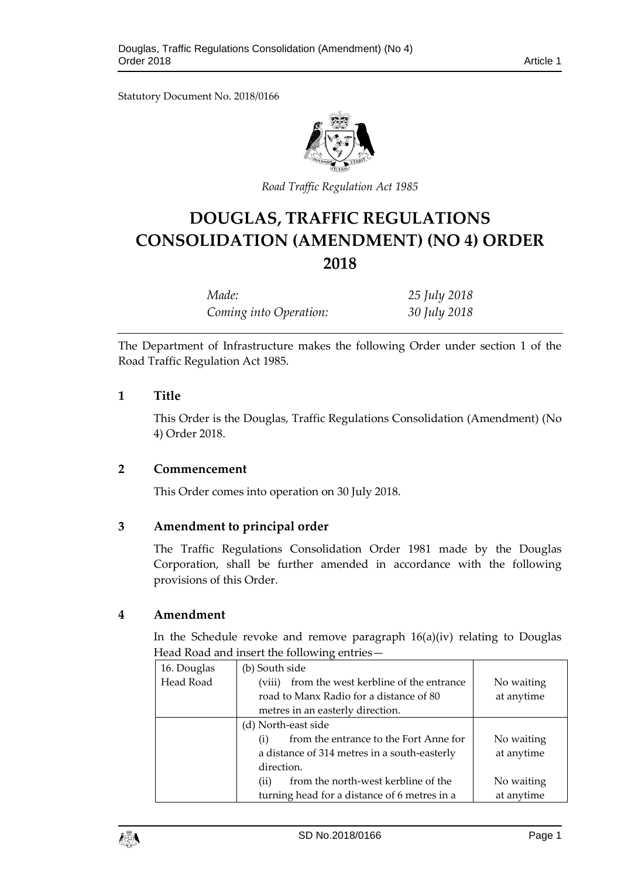Statutory Document No. 2018/0166

*Road Traffic Regulation Act 1985*

# DOUGLAS, TRAFFIC REGULATIONS CONSOLIDATION (AMENDMENT) (NO 4) ORDER 2018

| | |
|---|---|
| *Made:* | *25 July 2018* |
| *Coming into Operation:* | *30 July 2018* |

The Department of Infrastructure makes the following Order under section 1 of the Road Traffic Regulation Act 1985.

## 1 Title

This Order is the Douglas, Traffic Regulations Consolidation (Amendment) (No 4) Order 2018.

## 2 Commencement

This Order comes into operation on 30 July 2018.

## 3 Amendment to principal order

The Traffic Regulations Consolidation Order 1981 made by the Douglas Corporation, shall be further amended in accordance with the following provisions of this Order.

## 4 Amendment

In the Schedule revoke and remove paragraph 16(a)(iv) relating to Douglas Head Road and insert the following entries—

| | | |
|---|---|---|
| 16. Douglas Head Road | (b) South side<br>(viii) from the west kerbline of the entrance road to Manx Radio for a distance of 80 metres in an easterly direction. | No waiting at anytime |
| | (d) North-east side<br>(i) from the entrance to the Fort Anne for a distance of 314 metres in a south-easterly direction. | No waiting at anytime |
| | (ii) from the north-west kerbline of the turning head for a distance of 6 metres in a | No waiting at anytime |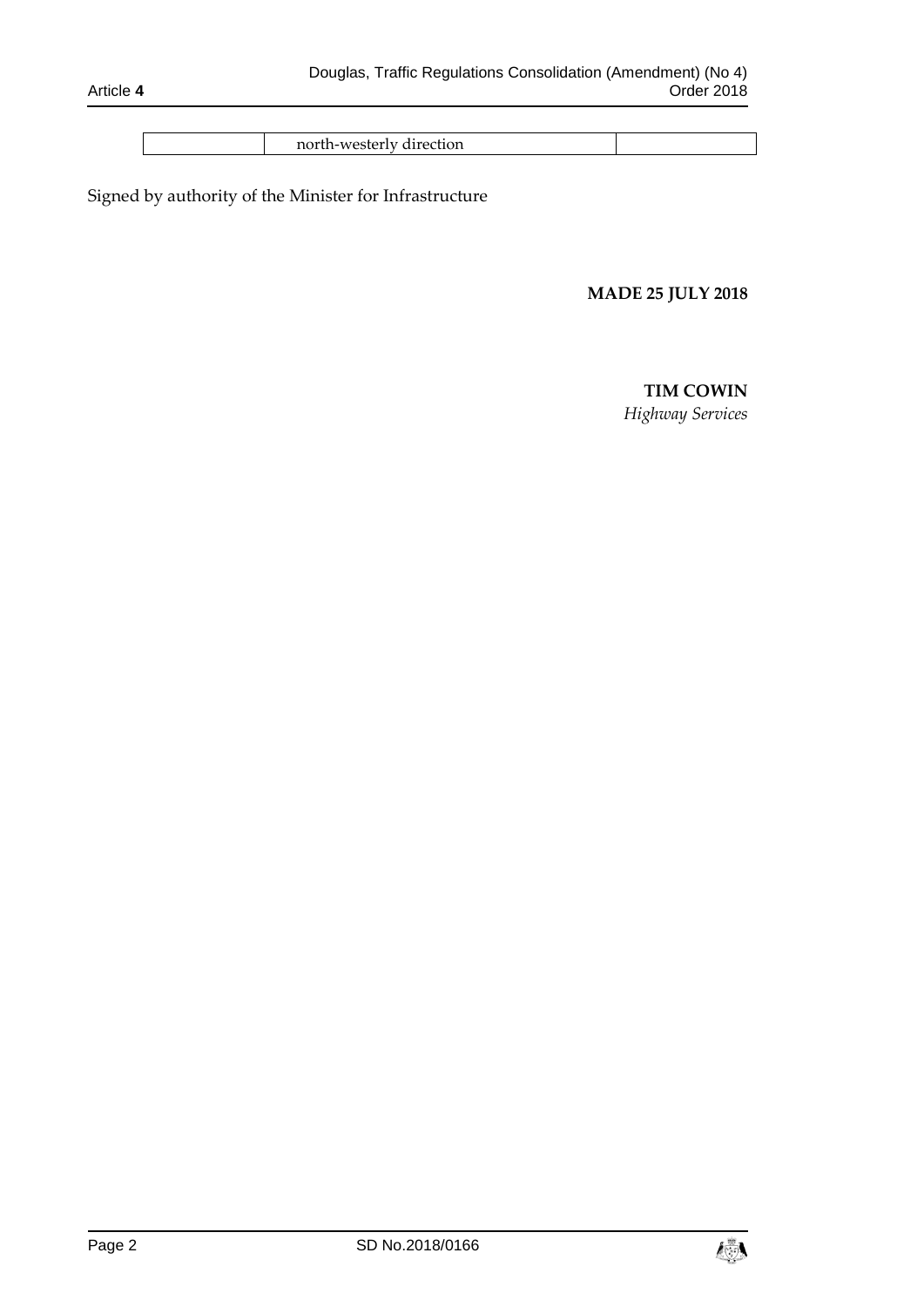| | north-westerly direction | |
|---|---|---|

Signed by authority of the Minister for Infrastructure

**MADE 25 JULY 2018**

**TIM COWIN**
*Highway Services*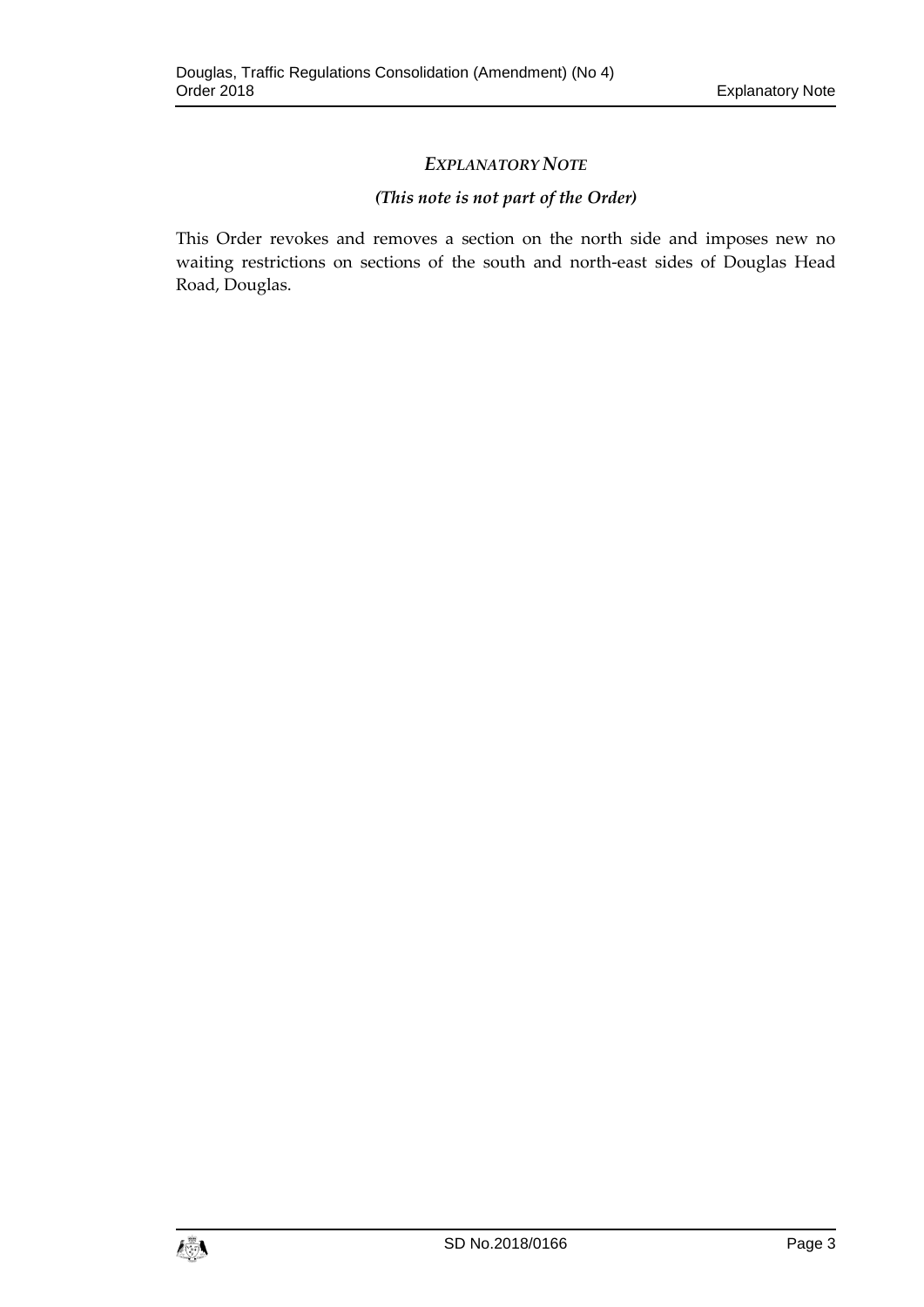## *EXPLANATORY NOTE*

***(This note is not part of the Order)***

This Order revokes and removes a section on the north side and imposes new no waiting restrictions on sections of the south and north-east sides of Douglas Head Road, Douglas.